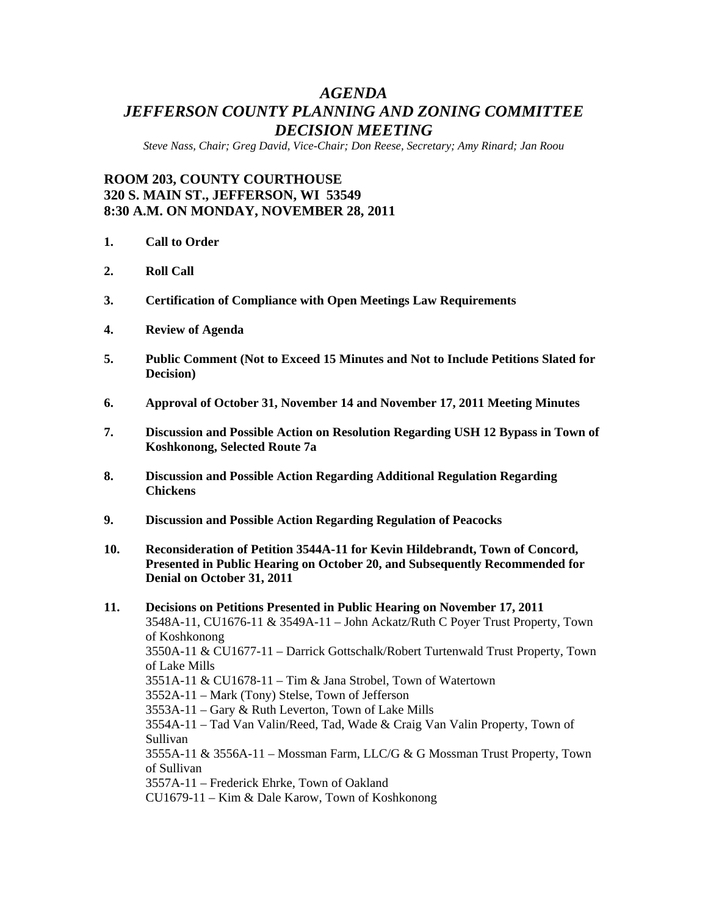# *AGENDA*
# *JEFFERSON COUNTY PLANNING AND ZONING COMMITTEE*
# *DECISION MEETING*

*Steve Nass, Chair; Greg David, Vice-Chair; Don Reese, Secretary; Amy Rinard; Jan Roou*

**ROOM 203, COUNTY COURTHOUSE**
**320 S. MAIN ST., JEFFERSON, WI 53549**
**8:30 A.M. ON MONDAY, NOVEMBER 28, 2011**

1. **Call to Order**

2. **Roll Call**

3. **Certification of Compliance with Open Meetings Law Requirements**

4. **Review of Agenda**

5. **Public Comment (Not to Exceed 15 Minutes and Not to Include Petitions Slated for Decision)**

6. **Approval of October 31, November 14 and November 17, 2011 Meeting Minutes**

7. **Discussion and Possible Action on Resolution Regarding USH 12 Bypass in Town of Koshkonong, Selected Route 7a**

8. **Discussion and Possible Action Regarding Additional Regulation Regarding Chickens**

9. **Discussion and Possible Action Regarding Regulation of Peacocks**

10. **Reconsideration of Petition 3544A-11 for Kevin Hildebrandt, Town of Concord, Presented in Public Hearing on October 20, and Subsequently Recommended for Denial on October 31, 2011**

11. **Decisions on Petitions Presented in Public Hearing on November 17, 2011**
    3548A-11, CU1676-11 & 3549A-11 – John Ackatz/Ruth C Poyer Trust Property, Town of Koshkonong
    3550A-11 & CU1677-11 – Darrick Gottschalk/Robert Turtenwald Trust Property, Town of Lake Mills
    3551A-11 & CU1678-11 – Tim & Jana Strobel, Town of Watertown
    3552A-11 – Mark (Tony) Stelse, Town of Jefferson
    3553A-11 – Gary & Ruth Leverton, Town of Lake Mills
    3554A-11 – Tad Van Valin/Reed, Tad, Wade & Craig Van Valin Property, Town of Sullivan
    3555A-11 & 3556A-11 – Mossman Farm, LLC/G & G Mossman Trust Property, Town of Sullivan
    3557A-11 – Frederick Ehrke, Town of Oakland
    CU1679-11 – Kim & Dale Karow, Town of Koshkonong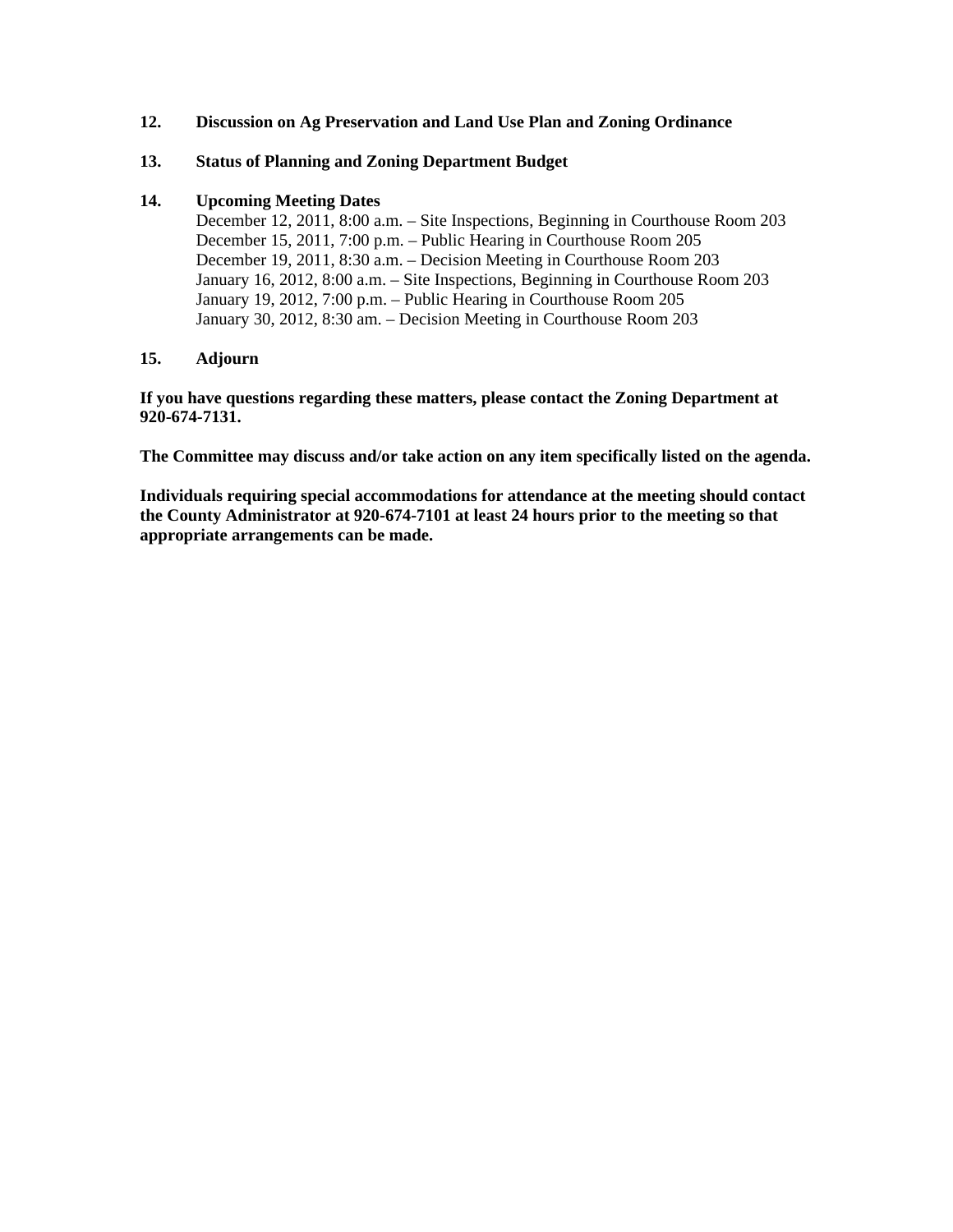**12. Discussion on Ag Preservation and Land Use Plan and Zoning Ordinance**

**13. Status of Planning and Zoning Department Budget**

**14. Upcoming Meeting Dates**

December 12, 2011, 8:00 a.m. – Site Inspections, Beginning in Courthouse Room 203
December 15, 2011, 7:00 p.m. – Public Hearing in Courthouse Room 205
December 19, 2011, 8:30 a.m. – Decision Meeting in Courthouse Room 203
January 16, 2012, 8:00 a.m. – Site Inspections, Beginning in Courthouse Room 203
January 19, 2012, 7:00 p.m. – Public Hearing in Courthouse Room 205
January 30, 2012, 8:30 am. – Decision Meeting in Courthouse Room 203

**15. Adjourn**

**If you have questions regarding these matters, please contact the Zoning Department at 920-674-7131.**

**The Committee may discuss and/or take action on any item specifically listed on the agenda.**

**Individuals requiring special accommodations for attendance at the meeting should contact the County Administrator at 920-674-7101 at least 24 hours prior to the meeting so that appropriate arrangements can be made.**